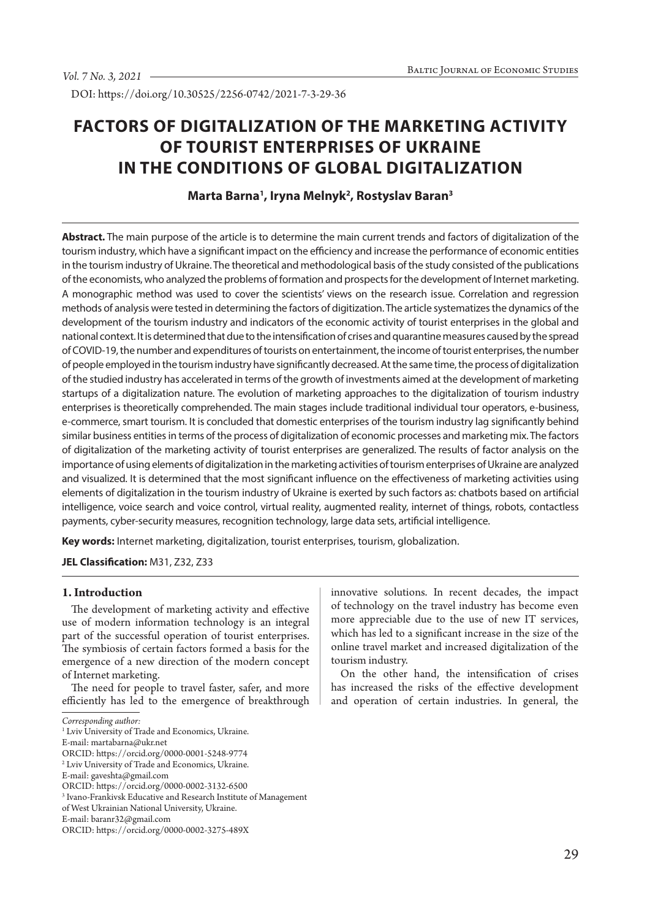DOI: https://doi.org/10.30525/2256-0742/2021-7-3-29-36

# FACTORS OF DIGITALIZATION OF THE MARKETING ACTIVITY OF TOURIST ENTERPRISES OF UKRAINE IN THE CONDITIONS OF GLOBAL DIGITALIZATION

**Marta Barna[1], Iryna Melnyk[2], Rostyslav Baran[3]**

**Abstract.** The main purpose of the article is to determine the main current trends and factors of digitalization of the tourism industry, which have a significant impact on the efficiency and increase the performance of economic entities in the tourism industry of Ukraine. The theoretical and methodological basis of the study consisted of the publications of the economists, who analyzed the problems of formation and prospects for the development of Internet marketing. A monographic method was used to cover the scientists' views on the research issue. Correlation and regression methods of analysis were tested in determining the factors of digitization. The article systematizes the dynamics of the development of the tourism industry and indicators of the economic activity of tourist enterprises in the global and national context. It is determined that due to the intensification of crises and quarantine measures caused by the spread of COVID-19, the number and expenditures of tourists on entertainment, the income of tourist enterprises, the number of people employed in the tourism industry have significantly decreased. At the same time, the process of digitalization of the studied industry has accelerated in terms of the growth of investments aimed at the development of marketing startups of a digitalization nature. The evolution of marketing approaches to the digitalization of tourism industry enterprises is theoretically comprehended. The main stages include traditional individual tour operators, e-business, e-commerce, smart tourism. It is concluded that domestic enterprises of the tourism industry lag significantly behind similar business entities in terms of the process of digitalization of economic processes and marketing mix. The factors of digitalization of the marketing activity of tourist enterprises are generalized. The results of factor analysis on the importance of using elements of digitalization in the marketing activities of tourism enterprises of Ukraine are analyzed and visualized. It is determined that the most significant influence on the effectiveness of marketing activities using elements of digitalization in the tourism industry of Ukraine is exerted by such factors as: chatbots based on artificial intelligence, voice search and voice control, virtual reality, augmented reality, internet of things, robots, contactless payments, cyber-security measures, recognition technology, large data sets, artificial intelligence.

**Key words:** Internet marketing, digitalization, tourist enterprises, tourism, globalization.

**JEL Classification:** M31, Z32, Z33

## 1. Introduction

The development of marketing activity and effective use of modern information technology is an integral part of the successful operation of tourist enterprises. The symbiosis of certain factors formed a basis for the emergence of a new direction of the modern concept of Internet marketing.

The need for people to travel faster, safer, and more efficiently has led to the emergence of breakthrough innovative solutions. In recent decades, the impact of technology on the travel industry has become even more appreciable due to the use of new IT services, which has led to a significant increase in the size of the online travel market and increased digitalization of the tourism industry.

On the other hand, the intensification of crises has increased the risks of the effective development and operation of certain industries. In general, the

---

*Corresponding author:*
[1] Lviv University of Trade and Economics, Ukraine.
E-mail: martabarna@ukr.net
ORCID: https://orcid.org/0000-0001-5248-9774
[2] Lviv University of Trade and Economics, Ukraine.
E-mail: gaveshta@gmail.com
ORCID: https://orcid.org/0000-0002-3132-6500
[3] Ivano-Frankivsk Educative and Research Institute of Management of West Ukrainian National University, Ukraine.
E-mail: baranr32@gmail.com
ORCID: https://orcid.org/0000-0002-3275-489X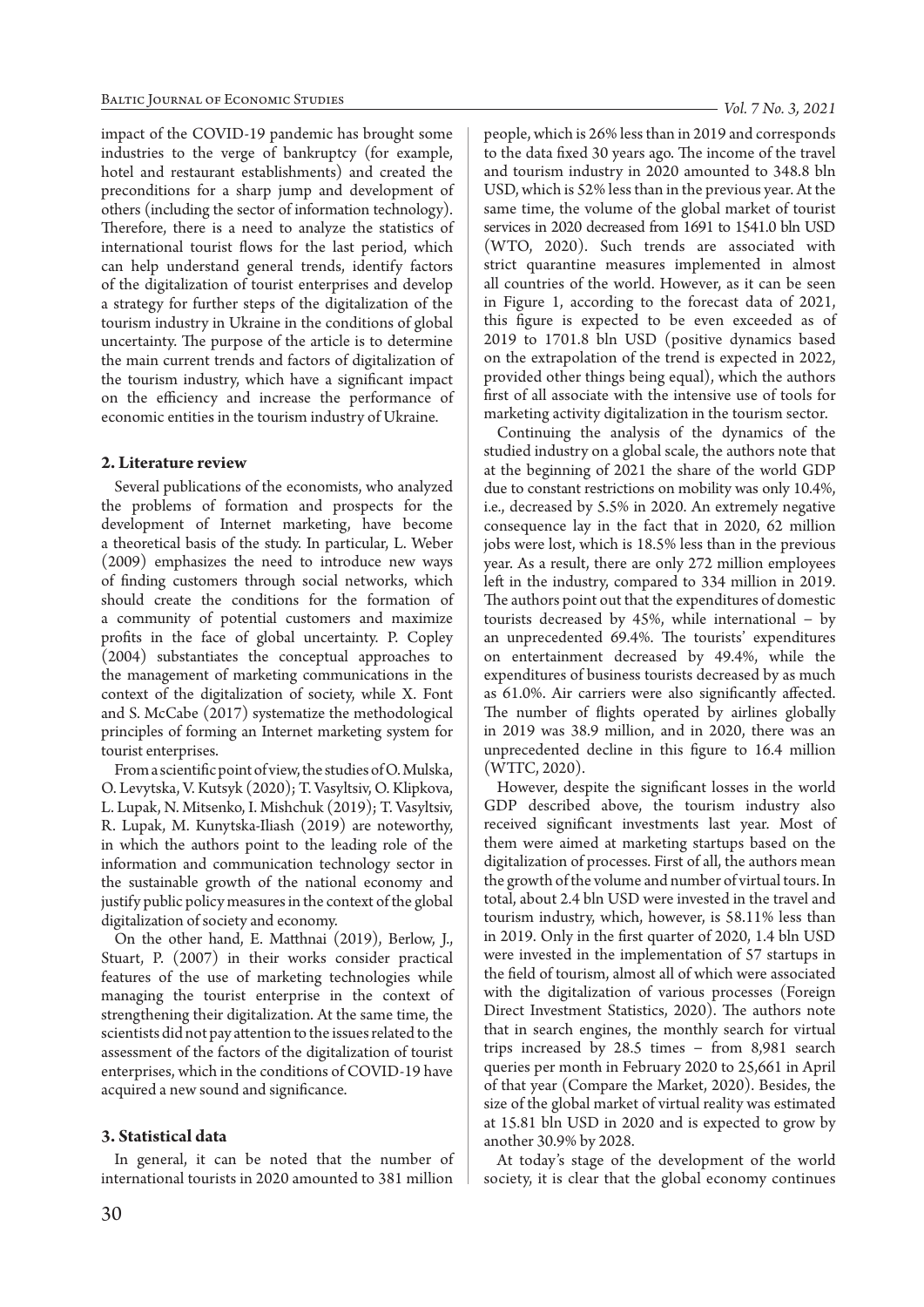impact of the COVID-19 pandemic has brought some industries to the verge of bankruptcy (for example, hotel and restaurant establishments) and created the preconditions for a sharp jump and development of others (including the sector of information technology). Therefore, there is a need to analyze the statistics of international tourist flows for the last period, which can help understand general trends, identify factors of the digitalization of tourist enterprises and develop a strategy for further steps of the digitalization of the tourism industry in Ukraine in the conditions of global uncertainty. The purpose of the article is to determine the main current trends and factors of digitalization of the tourism industry, which have a significant impact on the efficiency and increase the performance of economic entities in the tourism industry of Ukraine.

## 2. Literature review

Several publications of the economists, who analyzed the problems of formation and prospects for the development of Internet marketing, have become a theoretical basis of the study. In particular, L. Weber (2009) emphasizes the need to introduce new ways of finding customers through social networks, which should create the conditions for the formation of a community of potential customers and maximize profits in the face of global uncertainty. P. Copley (2004) substantiates the conceptual approaches to the management of marketing communications in the context of the digitalization of society, while X. Font and S. McCabe (2017) systematize the methodological principles of forming an Internet marketing system for tourist enterprises.

From a scientific point of view, the studies of O. Mulska, O. Levytska, V. Kutsyk (2020); T. Vasyltsiv, O. Klipkova, L. Lupak, N. Mitsenko, I. Mishchuk (2019); T. Vasyltsiv, R. Lupak, M. Kunytska-Iliash (2019) are noteworthy, in which the authors point to the leading role of the information and communication technology sector in the sustainable growth of the national economy and justify public policy measures in the context of the global digitalization of society and economy.

On the other hand, E. Matthnai (2019), Berlow, J., Stuart, P. (2007) in their works consider practical features of the use of marketing technologies while managing the tourist enterprise in the context of strengthening their digitalization. At the same time, the scientists did not pay attention to the issues related to the assessment of the factors of the digitalization of tourist enterprises, which in the conditions of COVID-19 have acquired a new sound and significance.

## 3. Statistical data

In general, it can be noted that the number of international tourists in 2020 amounted to 381 million people, which is 26% less than in 2019 and corresponds to the data fixed 30 years ago. The income of the travel and tourism industry in 2020 amounted to 348.8 bln USD, which is 52% less than in the previous year. At the same time, the volume of the global market of tourist services in 2020 decreased from 1691 to 1541.0 bln USD (WTO, 2020). Such trends are associated with strict quarantine measures implemented in almost all countries of the world. However, as it can be seen in Figure 1, according to the forecast data of 2021, this figure is expected to be even exceeded as of 2019 to 1701.8 bln USD (positive dynamics based on the extrapolation of the trend is expected in 2022, provided other things being equal), which the authors first of all associate with the intensive use of tools for marketing activity digitalization in the tourism sector.

Continuing the analysis of the dynamics of the studied industry on a global scale, the authors note that at the beginning of 2021 the share of the world GDP due to constant restrictions on mobility was only 10.4%, i.e., decreased by 5.5% in 2020. An extremely negative consequence lay in the fact that in 2020, 62 million jobs were lost, which is 18.5% less than in the previous year. As a result, there are only 272 million employees left in the industry, compared to 334 million in 2019. The authors point out that the expenditures of domestic tourists decreased by 45%, while international – by an unprecedented 69.4%. The tourists' expenditures on entertainment decreased by 49.4%, while the expenditures of business tourists decreased by as much as 61.0%. Air carriers were also significantly affected. The number of flights operated by airlines globally in 2019 was 38.9 million, and in 2020, there was an unprecedented decline in this figure to 16.4 million (WTTC, 2020).

However, despite the significant losses in the world GDP described above, the tourism industry also received significant investments last year. Most of them were aimed at marketing startups based on the digitalization of processes. First of all, the authors mean the growth of the volume and number of virtual tours. In total, about 2.4 bln USD were invested in the travel and tourism industry, which, however, is 58.11% less than in 2019. Only in the first quarter of 2020, 1.4 bln USD were invested in the implementation of 57 startups in the field of tourism, almost all of which were associated with the digitalization of various processes (Foreign Direct Investment Statistics, 2020). The authors note that in search engines, the monthly search for virtual trips increased by 28.5 times – from 8,981 search queries per month in February 2020 to 25,661 in April of that year (Compare the Market, 2020). Besides, the size of the global market of virtual reality was estimated at 15.81 bln USD in 2020 and is expected to grow by another 30.9% by 2028.

At today's stage of the development of the world society, it is clear that the global economy continues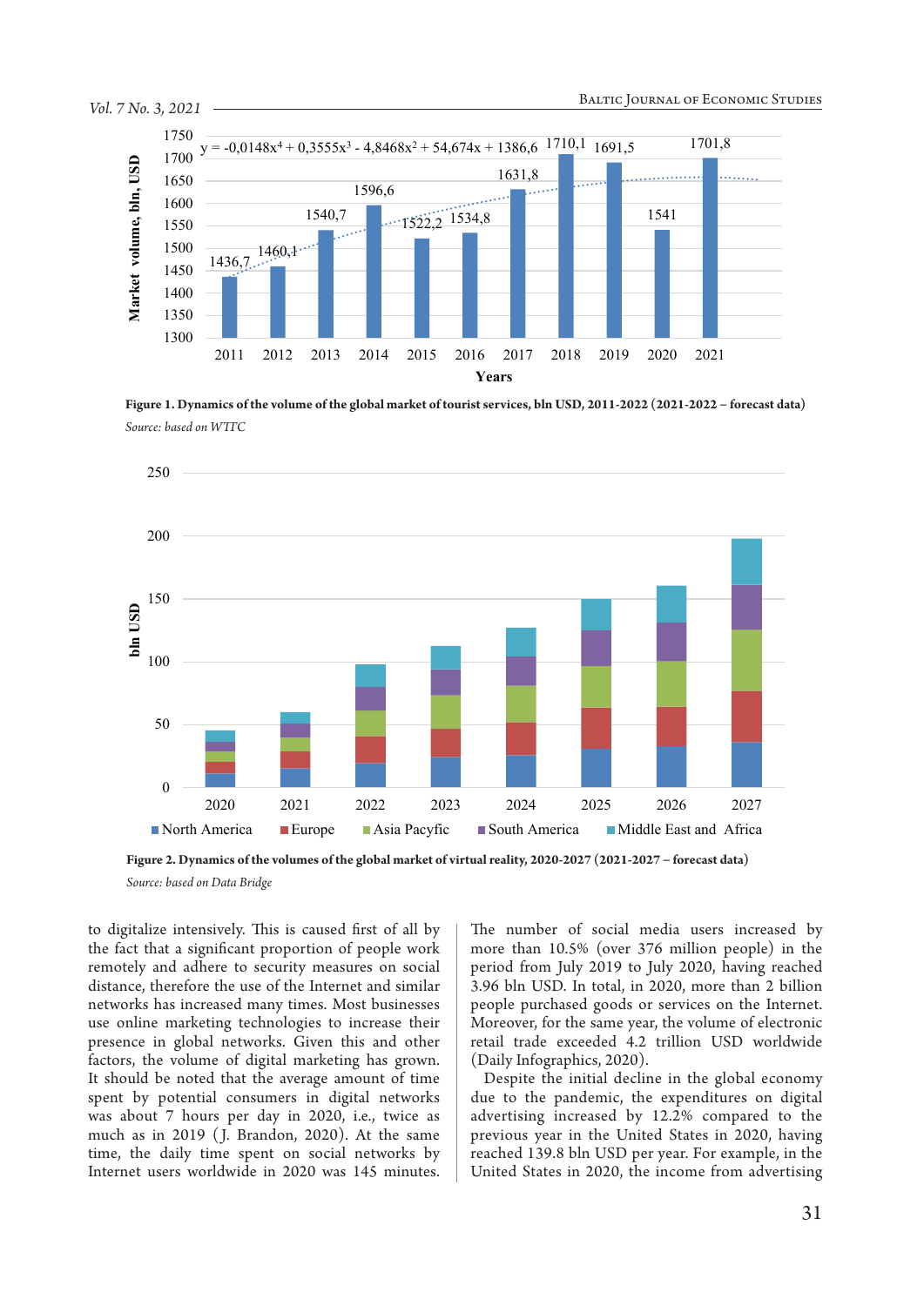**Figure 1. Dynamics of the volume of the global market of tourist services, bln USD, 2011-2022 (2021-2022 – forecast data)**

*Source: based on WTTC*

**Figure 2. Dynamics of the volumes of the global market of virtual reality, 2020-2027 (2021-2027 – forecast data)**

*Source: based on Data Bridge*

to digitalize intensively. This is caused first of all by the fact that a significant proportion of people work remotely and adhere to security measures on social distance, therefore the use of the Internet and similar networks has increased many times. Most businesses use online marketing technologies to increase their presence in global networks. Given this and other factors, the volume of digital marketing has grown. It should be noted that the average amount of time spent by potential consumers in digital networks was about 7 hours per day in 2020, i.e., twice as much as in 2019 (J. Brandon, 2020). At the same time, the daily time spent on social networks by Internet users worldwide in 2020 was 145 minutes.

The number of social media users increased by more than 10.5% (over 376 million people) in the period from July 2019 to July 2020, having reached 3.96 bln USD. In total, in 2020, more than 2 billion people purchased goods or services on the Internet. Moreover, for the same year, the volume of electronic retail trade exceeded 4.2 trillion USD worldwide (Daily Infographics, 2020).

Despite the initial decline in the global economy due to the pandemic, the expenditures on digital advertising increased by 12.2% compared to the previous year in the United States in 2020, having reached 139.8 bln USD per year. For example, in the United States in 2020, the income from advertising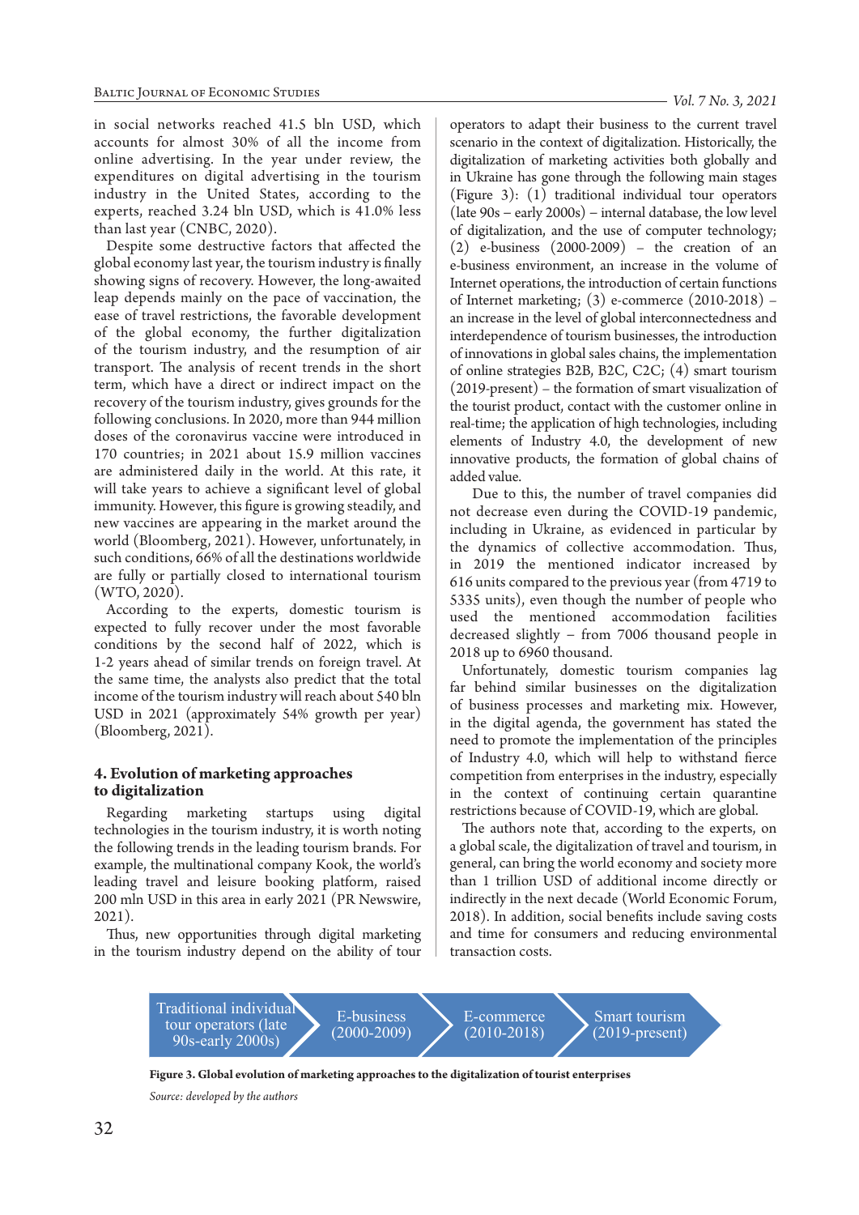in social networks reached 41.5 bln USD, which accounts for almost 30% of all the income from online advertising. In the year under review, the expenditures on digital advertising in the tourism industry in the United States, according to the experts, reached 3.24 bln USD, which is 41.0% less than last year (CNBC, 2020).

Despite some destructive factors that affected the global economy last year, the tourism industry is finally showing signs of recovery. However, the long-awaited leap depends mainly on the pace of vaccination, the ease of travel restrictions, the favorable development of the global economy, the further digitalization of the tourism industry, and the resumption of air transport. The analysis of recent trends in the short term, which have a direct or indirect impact on the recovery of the tourism industry, gives grounds for the following conclusions. In 2020, more than 944 million doses of the coronavirus vaccine were introduced in 170 countries; in 2021 about 15.9 million vaccines are administered daily in the world. At this rate, it will take years to achieve a significant level of global immunity. However, this figure is growing steadily, and new vaccines are appearing in the market around the world (Bloomberg, 2021). However, unfortunately, in such conditions, 66% of all the destinations worldwide are fully or partially closed to international tourism (WTO, 2020).

According to the experts, domestic tourism is expected to fully recover under the most favorable conditions by the second half of 2022, which is 1-2 years ahead of similar trends on foreign travel. At the same time, the analysts also predict that the total income of the tourism industry will reach about 540 bln USD in 2021 (approximately 54% growth per year) (Bloomberg, 2021).

## 4. Evolution of marketing approaches to digitalization

Regarding marketing startups using digital technologies in the tourism industry, it is worth noting the following trends in the leading tourism brands. For example, the multinational company Kook, the world's leading travel and leisure booking platform, raised 200 mln USD in this area in early 2021 (PR Newswire, 2021).

Thus, new opportunities through digital marketing in the tourism industry depend on the ability of tour operators to adapt their business to the current travel scenario in the context of digitalization. Historically, the digitalization of marketing activities both globally and in Ukraine has gone through the following main stages (Figure 3): (1) traditional individual tour operators (late 90s – early 2000s) – internal database, the low level of digitalization, and the use of computer technology; (2) e-business (2000-2009) – the creation of an e-business environment, an increase in the volume of Internet operations, the introduction of certain functions of Internet marketing; (3) e-commerce (2010-2018) – an increase in the level of global interconnectedness and interdependence of tourism businesses, the introduction of innovations in global sales chains, the implementation of online strategies B2B, B2C, C2C; (4) smart tourism (2019-present) – the formation of smart visualization of the tourist product, contact with the customer online in real-time; the application of high technologies, including elements of Industry 4.0, the development of new innovative products, the formation of global chains of added value.

Due to this, the number of travel companies did not decrease even during the COVID-19 pandemic, including in Ukraine, as evidenced in particular by the dynamics of collective accommodation. Thus, in 2019 the mentioned indicator increased by 616 units compared to the previous year (from 4719 to 5335 units), even though the number of people who used the mentioned accommodation facilities decreased slightly – from 7006 thousand people in 2018 up to 6960 thousand.

Unfortunately, domestic tourism companies lag far behind similar businesses on the digitalization of business processes and marketing mix. However, in the digital agenda, the government has stated the need to promote the implementation of the principles of Industry 4.0, which will help to withstand fierce competition from enterprises in the industry, especially in the context of continuing certain quarantine restrictions because of COVID-19, which are global.

The authors note that, according to the experts, on a global scale, the digitalization of travel and tourism, in general, can bring the world economy and society more than 1 trillion USD of additional income directly or indirectly in the next decade (World Economic Forum, 2018). In addition, social benefits include saving costs and time for consumers and reducing environmental transaction costs.

Traditional individual tour operators (late 90s-early 2000s) → E-business (2000-2009) → E-commerce (2010-2018) → Smart tourism (2019-present)

**Figure 3. Global evolution of marketing approaches to the digitalization of tourist enterprises**

*Source: developed by the authors*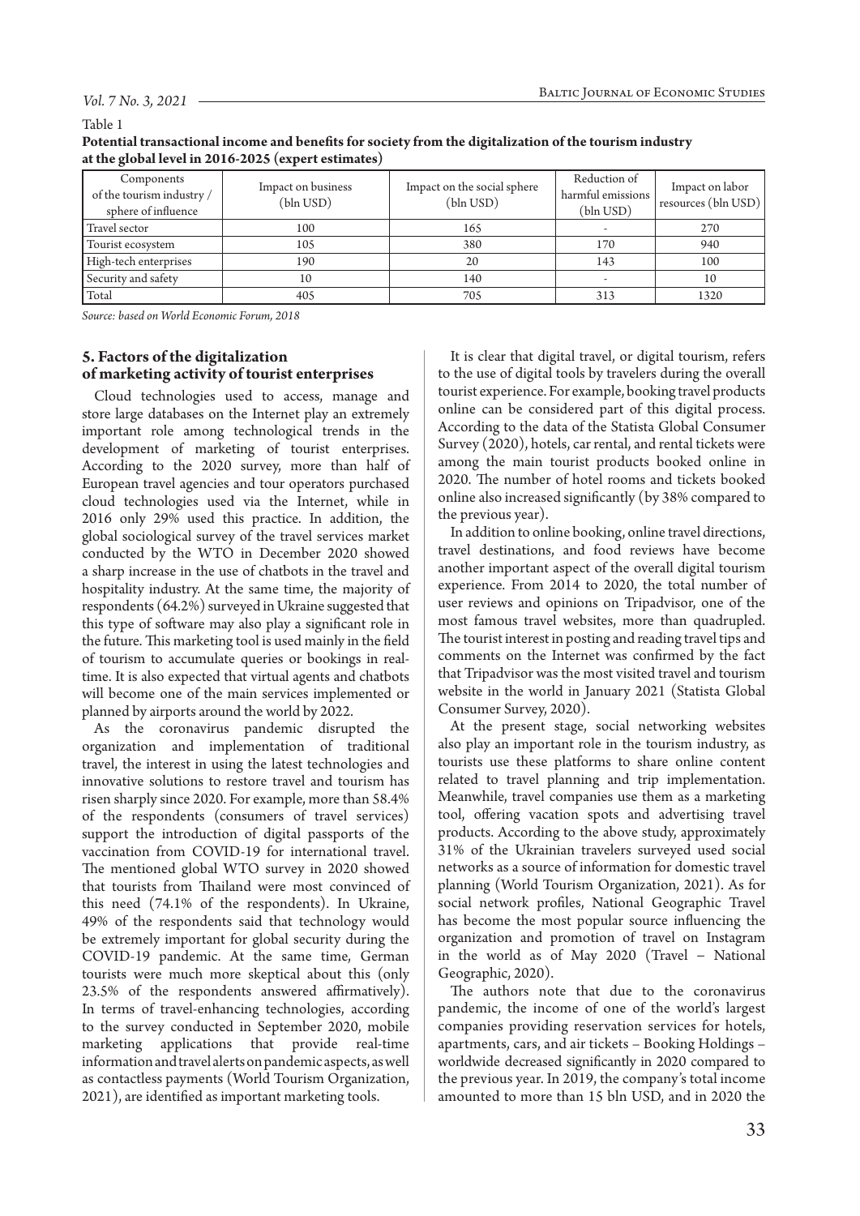Table 1

**Potential transactional income and benefits for society from the digitalization of the tourism industry at the global level in 2016-2025 (expert estimates)**

| Components of the tourism industry / sphere of influence | Impact on business (bln USD) | Impact on the social sphere (bln USD) | Reduction of harmful emissions (bln USD) | Impact on labor resources (bln USD) |
|---|---|---|---|---|
| Travel sector | 100 | 165 | - | 270 |
| Tourist ecosystem | 105 | 380 | 170 | 940 |
| High-tech enterprises | 190 | 20 | 143 | 100 |
| Security and safety | 10 | 140 | - | 10 |
| Total | 405 | 705 | 313 | 1320 |

*Source: based on World Economic Forum, 2018*

## 5. Factors of the digitalization of marketing activity of tourist enterprises

Cloud technologies used to access, manage and store large databases on the Internet play an extremely important role among technological trends in the development of marketing of tourist enterprises. According to the 2020 survey, more than half of European travel agencies and tour operators purchased cloud technologies used via the Internet, while in 2016 only 29% used this practice. In addition, the global sociological survey of the travel services market conducted by the WTO in December 2020 showed a sharp increase in the use of chatbots in the travel and hospitality industry. At the same time, the majority of respondents (64.2%) surveyed in Ukraine suggested that this type of software may also play a significant role in the future. This marketing tool is used mainly in the field of tourism to accumulate queries or bookings in real-time. It is also expected that virtual agents and chatbots will become one of the main services implemented or planned by airports around the world by 2022.

As the coronavirus pandemic disrupted the organization and implementation of traditional travel, the interest in using the latest technologies and innovative solutions to restore travel and tourism has risen sharply since 2020. For example, more than 58.4% of the respondents (consumers of travel services) support the introduction of digital passports of the vaccination from COVID-19 for international travel. The mentioned global WTO survey in 2020 showed that tourists from Thailand were most convinced of this need (74.1% of the respondents). In Ukraine, 49% of the respondents said that technology would be extremely important for global security during the COVID-19 pandemic. At the same time, German tourists were much more skeptical about this (only 23.5% of the respondents answered affirmatively). In terms of travel-enhancing technologies, according to the survey conducted in September 2020, mobile marketing applications that provide real-time information and travel alerts on pandemic aspects, as well as contactless payments (World Tourism Organization, 2021), are identified as important marketing tools.

It is clear that digital travel, or digital tourism, refers to the use of digital tools by travelers during the overall tourist experience. For example, booking travel products online can be considered part of this digital process. According to the data of the Statista Global Consumer Survey (2020), hotels, car rental, and rental tickets were among the main tourist products booked online in 2020. The number of hotel rooms and tickets booked online also increased significantly (by 38% compared to the previous year).

In addition to online booking, online travel directions, travel destinations, and food reviews have become another important aspect of the overall digital tourism experience. From 2014 to 2020, the total number of user reviews and opinions on Tripadvisor, one of the most famous travel websites, more than quadrupled. The tourist interest in posting and reading travel tips and comments on the Internet was confirmed by the fact that Tripadvisor was the most visited travel and tourism website in the world in January 2021 (Statista Global Consumer Survey, 2020).

At the present stage, social networking websites also play an important role in the tourism industry, as tourists use these platforms to share online content related to travel planning and trip implementation. Meanwhile, travel companies use them as a marketing tool, offering vacation spots and advertising travel products. According to the above study, approximately 31% of the Ukrainian travelers surveyed used social networks as a source of information for domestic travel planning (World Tourism Organization, 2021). As for social network profiles, National Geographic Travel has become the most popular source influencing the organization and promotion of travel on Instagram in the world as of May 2020 (Travel – National Geographic, 2020).

The authors note that due to the coronavirus pandemic, the income of one of the world's largest companies providing reservation services for hotels, apartments, cars, and air tickets – Booking Holdings – worldwide decreased significantly in 2020 compared to the previous year. In 2019, the company's total income amounted to more than 15 bln USD, and in 2020 the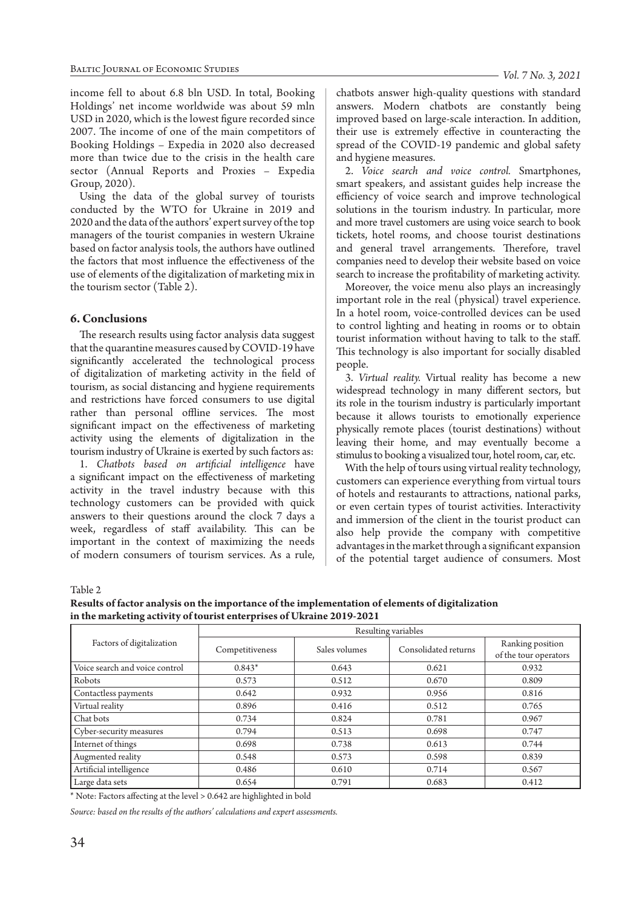income fell to about 6.8 bln USD. In total, Booking Holdings' net income worldwide was about 59 mln USD in 2020, which is the lowest figure recorded since 2007. The income of one of the main competitors of Booking Holdings – Expedia in 2020 also decreased more than twice due to the crisis in the health care sector (Annual Reports and Proxies – Expedia Group, 2020).

Using the data of the global survey of tourists conducted by the WTO for Ukraine in 2019 and 2020 and the data of the authors' expert survey of the top managers of the tourist companies in western Ukraine based on factor analysis tools, the authors have outlined the factors that most influence the effectiveness of the use of elements of the digitalization of marketing mix in the tourism sector (Table 2).

## 6. Conclusions

The research results using factor analysis data suggest that the quarantine measures caused by COVID-19 have significantly accelerated the technological process of digitalization of marketing activity in the field of tourism, as social distancing and hygiene requirements and restrictions have forced consumers to use digital rather than personal offline services. The most significant impact on the effectiveness of marketing activity using the elements of digitalization in the tourism industry of Ukraine is exerted by such factors as:

1. *Chatbots based on artificial intelligence* have a significant impact on the effectiveness of marketing activity in the travel industry because with this technology customers can be provided with quick answers to their questions around the clock 7 days a week, regardless of staff availability. This can be important in the context of maximizing the needs of modern consumers of tourism services. As a rule, chatbots answer high-quality questions with standard answers. Modern chatbots are constantly being improved based on large-scale interaction. In addition, their use is extremely effective in counteracting the spread of the COVID-19 pandemic and global safety and hygiene measures.

2. *Voice search and voice control.* Smartphones, smart speakers, and assistant guides help increase the efficiency of voice search and improve technological solutions in the tourism industry. In particular, more and more travel customers are using voice search to book tickets, hotel rooms, and choose tourist destinations and general travel arrangements. Therefore, travel companies need to develop their website based on voice search to increase the profitability of marketing activity.

Moreover, the voice menu also plays an increasingly important role in the real (physical) travel experience. In a hotel room, voice-controlled devices can be used to control lighting and heating in rooms or to obtain tourist information without having to talk to the staff. This technology is also important for socially disabled people.

3. *Virtual reality.* Virtual reality has become a new widespread technology in many different sectors, but its role in the tourism industry is particularly important because it allows tourists to emotionally experience physically remote places (tourist destinations) without leaving their home, and may eventually become a stimulus to booking a visualized tour, hotel room, car, etc.

With the help of tours using virtual reality technology, customers can experience everything from virtual tours of hotels and restaurants to attractions, national parks, or even certain types of tourist activities. Interactivity and immersion of the client in the tourist product can also help provide the company with competitive advantages in the market through a significant expansion of the potential target audience of consumers. Most

Table 2

**Results of factor analysis on the importance of the implementation of elements of digitalization in the marketing activity of tourist enterprises of Ukraine 2019-2021**

| Factors of digitalization | Resulting variables | | | |
|---|---|---|---|---|
| | Competitiveness | Sales volumes | Consolidated returns | Ranking position of the tour operators |
| Voice search and voice control | 0.843* | 0.643 | 0.621 | 0.932 |
| Robots | 0.573 | 0.512 | 0.670 | 0.809 |
| Contactless payments | 0.642 | 0.932 | 0.956 | 0.816 |
| Virtual reality | 0.896 | 0.416 | 0.512 | 0.765 |
| Chat bots | 0.734 | 0.824 | 0.781 | 0.967 |
| Cyber-security measures | 0.794 | 0.513 | 0.698 | 0.747 |
| Internet of things | 0.698 | 0.738 | 0.613 | 0.744 |
| Augmented reality | 0.548 | 0.573 | 0.598 | 0.839 |
| Artificial intelligence | 0.486 | 0.610 | 0.714 | 0.567 |
| Large data sets | 0.654 | 0.791 | 0.683 | 0.412 |

\* Note: Factors affecting at the level > 0.642 are highlighted in bold

*Source: based on the results of the authors' calculations and expert assessments.*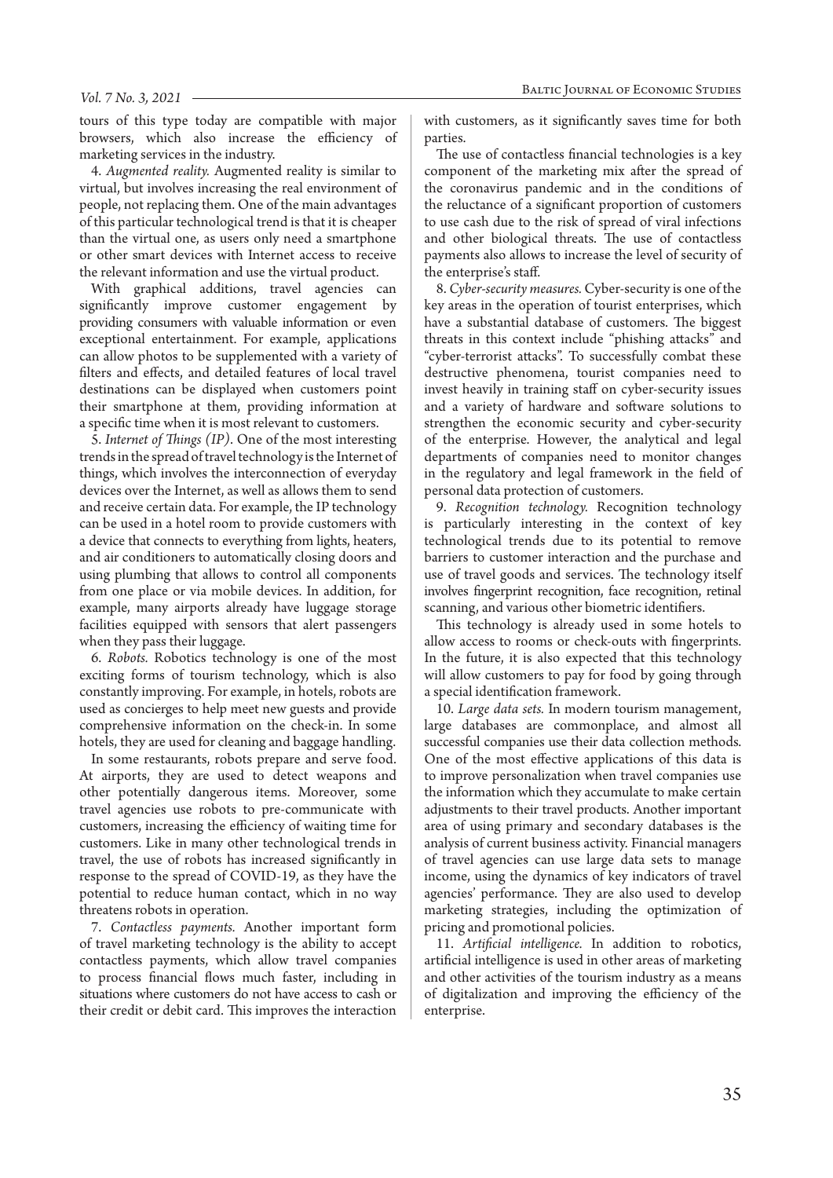tours of this type today are compatible with major browsers, which also increase the efficiency of marketing services in the industry.

4. *Augmented reality.* Augmented reality is similar to virtual, but involves increasing the real environment of people, not replacing them. One of the main advantages of this particular technological trend is that it is cheaper than the virtual one, as users only need a smartphone or other smart devices with Internet access to receive the relevant information and use the virtual product.

With graphical additions, travel agencies can significantly improve customer engagement by providing consumers with valuable information or even exceptional entertainment. For example, applications can allow photos to be supplemented with a variety of filters and effects, and detailed features of local travel destinations can be displayed when customers point their smartphone at them, providing information at a specific time when it is most relevant to customers.

5. *Internet of Things (IP).* One of the most interesting trends in the spread of travel technology is the Internet of things, which involves the interconnection of everyday devices over the Internet, as well as allows them to send and receive certain data. For example, the IP technology can be used in a hotel room to provide customers with a device that connects to everything from lights, heaters, and air conditioners to automatically closing doors and using plumbing that allows to control all components from one place or via mobile devices. In addition, for example, many airports already have luggage storage facilities equipped with sensors that alert passengers when they pass their luggage.

6. *Robots.* Robotics technology is one of the most exciting forms of tourism technology, which is also constantly improving. For example, in hotels, robots are used as concierges to help meet new guests and provide comprehensive information on the check-in. In some hotels, they are used for cleaning and baggage handling.

In some restaurants, robots prepare and serve food. At airports, they are used to detect weapons and other potentially dangerous items. Moreover, some travel agencies use robots to pre-communicate with customers, increasing the efficiency of waiting time for customers. Like in many other technological trends in travel, the use of robots has increased significantly in response to the spread of COVID-19, as they have the potential to reduce human contact, which in no way threatens robots in operation.

7. *Contactless payments.* Another important form of travel marketing technology is the ability to accept contactless payments, which allow travel companies to process financial flows much faster, including in situations where customers do not have access to cash or their credit or debit card. This improves the interaction with customers, as it significantly saves time for both parties.

The use of contactless financial technologies is a key component of the marketing mix after the spread of the coronavirus pandemic and in the conditions of the reluctance of a significant proportion of customers to use cash due to the risk of spread of viral infections and other biological threats. The use of contactless payments also allows to increase the level of security of the enterprise's staff.

8. *Cyber-security measures.* Cyber-security is one of the key areas in the operation of tourist enterprises, which have a substantial database of customers. The biggest threats in this context include "phishing attacks" and "cyber-terrorist attacks". To successfully combat these destructive phenomena, tourist companies need to invest heavily in training staff on cyber-security issues and a variety of hardware and software solutions to strengthen the economic security and cyber-security of the enterprise. However, the analytical and legal departments of companies need to monitor changes in the regulatory and legal framework in the field of personal data protection of customers.

9. *Recognition technology.* Recognition technology is particularly interesting in the context of key technological trends due to its potential to remove barriers to customer interaction and the purchase and use of travel goods and services. The technology itself involves fingerprint recognition, face recognition, retinal scanning, and various other biometric identifiers.

This technology is already used in some hotels to allow access to rooms or check-outs with fingerprints. In the future, it is also expected that this technology will allow customers to pay for food by going through a special identification framework.

10. *Large data sets.* In modern tourism management, large databases are commonplace, and almost all successful companies use their data collection methods. One of the most effective applications of this data is to improve personalization when travel companies use the information which they accumulate to make certain adjustments to their travel products. Another important area of using primary and secondary databases is the analysis of current business activity. Financial managers of travel agencies can use large data sets to manage income, using the dynamics of key indicators of travel agencies' performance. They are also used to develop marketing strategies, including the optimization of pricing and promotional policies.

11. *Artificial intelligence.* In addition to robotics, artificial intelligence is used in other areas of marketing and other activities of the tourism industry as a means of digitalization and improving the efficiency of the enterprise.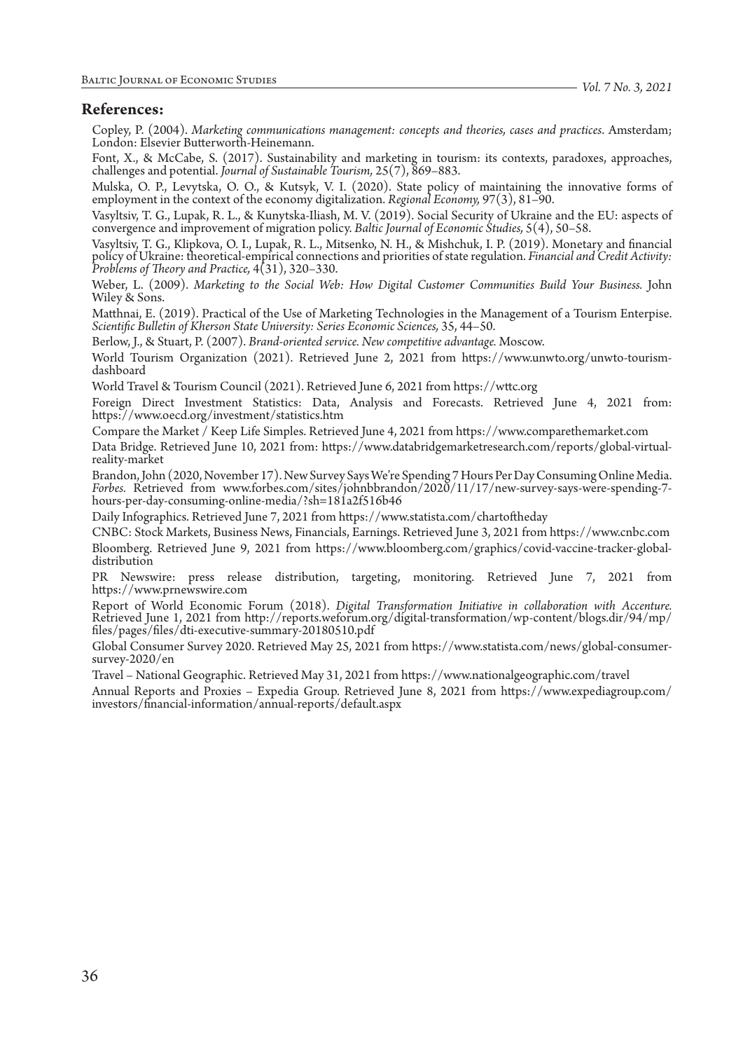## References:

Copley, P. (2004). *Marketing communications management: concepts and theories, cases and practices*. Amsterdam; London: Elsevier Butterworth-Heinemann.

Font, X., & McCabe, S. (2017). Sustainability and marketing in tourism: its contexts, paradoxes, approaches, challenges and potential. *Journal of Sustainable Tourism,* 25(7), 869–883.

Mulska, O. P., Levytska, O. O., & Kutsyk, V. I. (2020). State policy of maintaining the innovative forms of employment in the context of the economy digitalization. *Regional Economy,* 97(3), 81–90.

Vasyltsiv, T. G., Lupak, R. L., & Kunytska-Iliash, M. V. (2019). Social Security of Ukraine and the EU: aspects of convergence and improvement of migration policy. *Baltic Journal of Economic Studies,* 5(4), 50–58.

Vasyltsiv, T. G., Klipkova, O. I., Lupak, R. L., Mitsenko, N. H., & Mishchuk, I. P. (2019). Monetary and financial policy of Ukraine: theoretical-empirical connections and priorities of state regulation. *Financial and Credit Activity: Problems of Theory and Practice,* 4(31), 320–330.

Weber, L. (2009). *Marketing to the Social Web: How Digital Customer Communities Build Your Business.* John Wiley & Sons.

Matthnai, E. (2019). Practical of the Use of Marketing Technologies in the Management of a Tourism Enterpise. *Scientific Bulletin of Kherson State University: Series Economic Sciences,* 35, 44–50.

Berlow, J., & Stuart, P. (2007). *Brand-oriented service. New competitive advantage.* Moscow.

World Tourism Organization (2021). Retrieved June 2, 2021 from https://www.unwto.org/unwto-tourism-dashboard

World Travel & Tourism Council (2021). Retrieved June 6, 2021 from https://wttc.org

Foreign Direct Investment Statistics: Data, Analysis and Forecasts. Retrieved June 4, 2021 from: https://www.oecd.org/investment/statistics.htm

Compare the Market / Keep Life Simples. Retrieved June 4, 2021 from https://www.comparethemarket.com

Data Bridge. Retrieved June 10, 2021 from: https://www.databridgemarketresearch.com/reports/global-virtual-reality-market

Brandon, John (2020, November 17). New Survey Says We're Spending 7 Hours Per Day Consuming Online Media. *Forbes.* Retrieved from www.forbes.com/sites/johnbbrandon/2020/11/17/new-survey-says-were-spending-7-hours-per-day-consuming-online-media/?sh=181a2f516b46

Daily Infographics. Retrieved June 7, 2021 from https://www.statista.com/chartoftheday

CNBC: Stock Markets, Business News, Financials, Earnings. Retrieved June 3, 2021 from https://www.cnbc.com

Bloomberg. Retrieved June 9, 2021 from https://www.bloomberg.com/graphics/covid-vaccine-tracker-global-distribution

PR Newswire: press release distribution, targeting, monitoring. Retrieved June 7, 2021 from https://www.prnewswire.com

Report of World Economic Forum (2018). *Digital Transformation Initiative in collaboration with Accenture.* Retrieved June 1, 2021 from http://reports.weforum.org/digital-transformation/wp-content/blogs.dir/94/mp/files/pages/files/dti-executive-summary-20180510.pdf

Global Consumer Survey 2020. Retrieved May 25, 2021 from https://www.statista.com/news/global-consumer-survey-2020/en

Travel – National Geographic. Retrieved May 31, 2021 from https://www.nationalgeographic.com/travel

Annual Reports and Proxies – Expedia Group. Retrieved June 8, 2021 from https://www.expediagroup.com/investors/financial-information/annual-reports/default.aspx